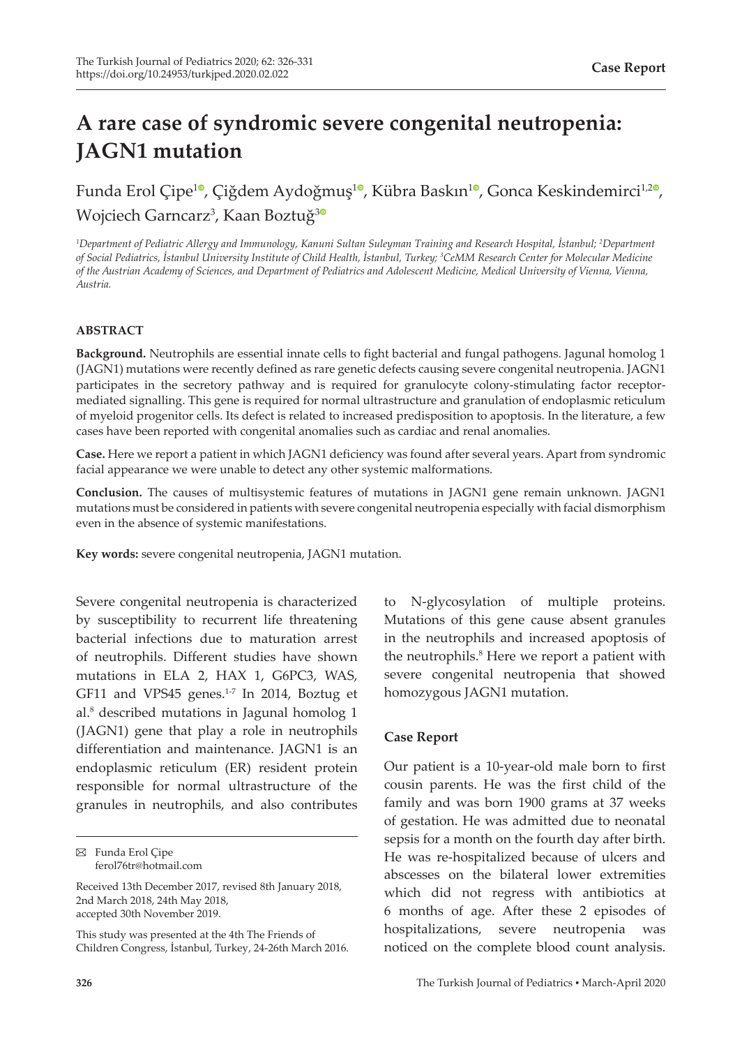Case Report

# A rare case of syndromic severe congenital neutropenia: JAGN1 mutation

Funda Erol Çipe[1], Çiğdem Aydoğmuş[1], Kübra Baskın[1], Gonca Keskindemirci[1,2], Wojciech Garncarz[3], Kaan Boztuğ[3]

*[1]Department of Pediatric Allergy and Immunology, Kanuni Sultan Suleyman Training and Research Hospital, İstanbul; [2]Department of Social Pediatrics, İstanbul University Institute of Child Health, İstanbul, Turkey; [3]CeMM Research Center for Molecular Medicine of the Austrian Academy of Sciences, and Department of Pediatrics and Adolescent Medicine, Medical University of Vienna, Vienna, Austria.*

### ABSTRACT

**Background.** Neutrophils are essential innate cells to fight bacterial and fungal pathogens. Jagunal homolog 1 (JAGN1) mutations were recently defined as rare genetic defects causing severe congenital neutropenia. JAGN1 participates in the secretory pathway and is required for granulocyte colony-stimulating factor receptor-mediated signalling. This gene is required for normal ultrastructure and granulation of endoplasmic reticulum of myeloid progenitor cells. Its defect is related to increased predisposition to apoptosis. In the literature, a few cases have been reported with congenital anomalies such as cardiac and renal anomalies.

**Case.** Here we report a patient in which JAGN1 deficiency was found after several years. Apart from syndromic facial appearance we were unable to detect any other systemic malformations.

**Conclusion.** The causes of multisystemic features of mutations in JAGN1 gene remain unknown. JAGN1 mutations must be considered in patients with severe congenital neutropenia especially with facial dismorphism even in the absence of systemic manifestations.

**Key words:** severe congenital neutropenia, JAGN1 mutation.

Severe congenital neutropenia is characterized by susceptibility to recurrent life threatening bacterial infections due to maturation arrest of neutrophils. Different studies have shown mutations in ELA 2, HAX 1, G6PC3, WAS, GF11 and VPS45 genes.[1-7] In 2014, Boztug et al.[8] described mutations in Jagunal homolog 1 (JAGN1) gene that play a role in neutrophils differentiation and maintenance. JAGN1 is an endoplasmic reticulum (ER) resident protein responsible for normal ultrastructure of the granules in neutrophils, and also contributes to N-glycosylation of multiple proteins. Mutations of this gene cause absent granules in the neutrophils and increased apoptosis of the neutrophils.[8] Here we report a patient with severe congenital neutropenia that showed homozygous JAGN1 mutation.

## Case Report

Our patient is a 10-year-old male born to first cousin parents. He was the first child of the family and was born 1900 grams at 37 weeks of gestation. He was admitted due to neonatal sepsis for a month on the fourth day after birth. He was re-hospitalized because of ulcers and abscesses on the bilateral lower extremities which did not regress with antibiotics at 6 months of age. After these 2 episodes of hospitalizations, severe neutropenia was noticed on the complete blood count analysis.

✉ Funda Erol Çipe
ferol76tr@hotmail.com

Received 13th December 2017, revised 8th January 2018, 2nd March 2018, 24th May 2018, accepted 30th November 2019.

This study was presented at the 4th The Friends of Children Congress, İstanbul, Turkey, 24-26th March 2016.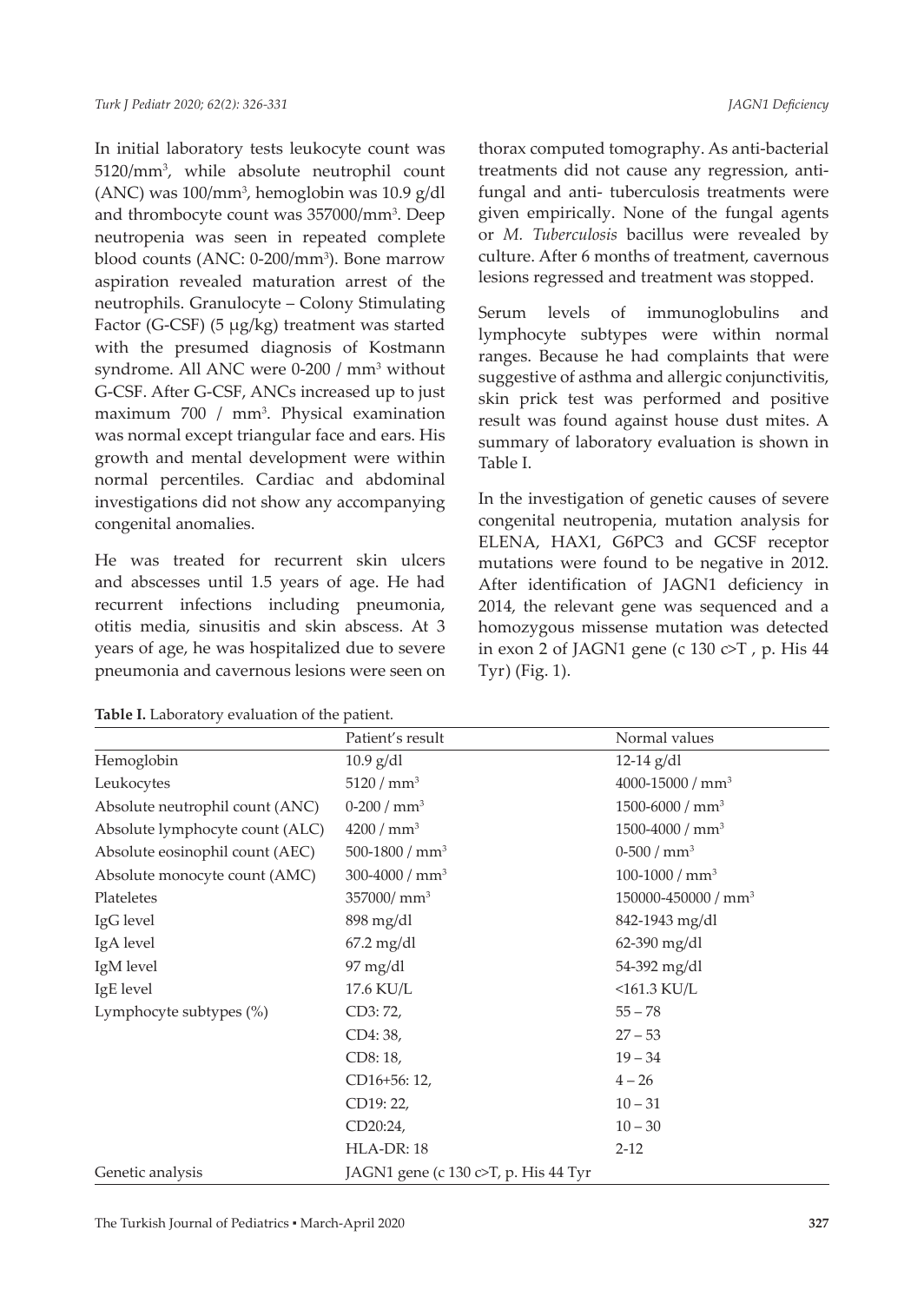In initial laboratory tests leukocyte count was 5120/mm$^3$, while absolute neutrophil count (ANC) was 100/mm$^3$, hemoglobin was 10.9 g/dl and thrombocyte count was 357000/mm$^3$. Deep neutropenia was seen in repeated complete blood counts (ANC: 0-200/mm$^3$). Bone marrow aspiration revealed maturation arrest of the neutrophils. Granulocyte – Colony Stimulating Factor (G-CSF) (5 µg/kg) treatment was started with the presumed diagnosis of Kostmann syndrome. All ANC were 0-200 / mm$^3$ without G-CSF. After G-CSF, ANCs increased up to just maximum 700 / mm$^3$. Physical examination was normal except triangular face and ears. His growth and mental development were within normal percentiles. Cardiac and abdominal investigations did not show any accompanying congenital anomalies.

He was treated for recurrent skin ulcers and abscesses until 1.5 years of age. He had recurrent infections including pneumonia, otitis media, sinusitis and skin abscess. At 3 years of age, he was hospitalized due to severe pneumonia and cavernous lesions were seen on thorax computed tomography. As anti-bacterial treatments did not cause any regression, anti-fungal and anti- tuberculosis treatments were given empirically. None of the fungal agents or *M. Tuberculosis* bacillus were revealed by culture. After 6 months of treatment, cavernous lesions regressed and treatment was stopped.

Serum levels of immunoglobulins and lymphocyte subtypes were within normal ranges. Because he had complaints that were suggestive of asthma and allergic conjunctivitis, skin prick test was performed and positive result was found against house dust mites. A summary of laboratory evaluation is shown in Table I.

In the investigation of genetic causes of severe congenital neutropenia, mutation analysis for ELENA, HAX1, G6PC3 and GCSF receptor mutations were found to be negative in 2012. After identification of JAGN1 deficiency in 2014, the relevant gene was sequenced and a homozygous missense mutation was detected in exon 2 of JAGN1 gene (c 130 c>T , p. His 44 Tyr) (Fig. 1).

**Table I.** Laboratory evaluation of the patient.

| | Patient's result | Normal values |
|---|---|---|
| Hemoglobin | 10.9 g/dl | 12-14 g/dl |
| Leukocytes | 5120 / mm$^3$ | 4000-15000 / mm$^3$ |
| Absolute neutrophil count (ANC) | 0-200 / mm$^3$ | 1500-6000 / mm$^3$ |
| Absolute lymphocyte count (ALC) | 4200 / mm$^3$ | 1500-4000 / mm$^3$ |
| Absolute eosinophil count (AEC) | 500-1800 / mm$^3$ | 0-500 / mm$^3$ |
| Absolute monocyte count (AMC) | 300-4000 / mm$^3$ | 100-1000 / mm$^3$ |
| Plateletes | 357000/ mm$^3$ | 150000-450000 / mm$^3$ |
| IgG level | 898 mg/dl | 842-1943 mg/dl |
| IgA level | 67.2 mg/dl | 62-390 mg/dl |
| IgM level | 97 mg/dl | 54-392 mg/dl |
| IgE level | 17.6 KU/L | <161.3 KU/L |
| Lymphocyte subtypes (%) | CD3: 72, | 55 – 78 |
| | CD4: 38, | 27 – 53 |
| | CD8: 18, | 19 – 34 |
| | CD16+56: 12, | 4 – 26 |
| | CD19: 22, | 10 – 31 |
| | CD20:24, | 10 – 30 |
| | HLA-DR: 18 | 2-12 |
| Genetic analysis | JAGN1 gene (c 130 c>T, p. His 44 Tyr | |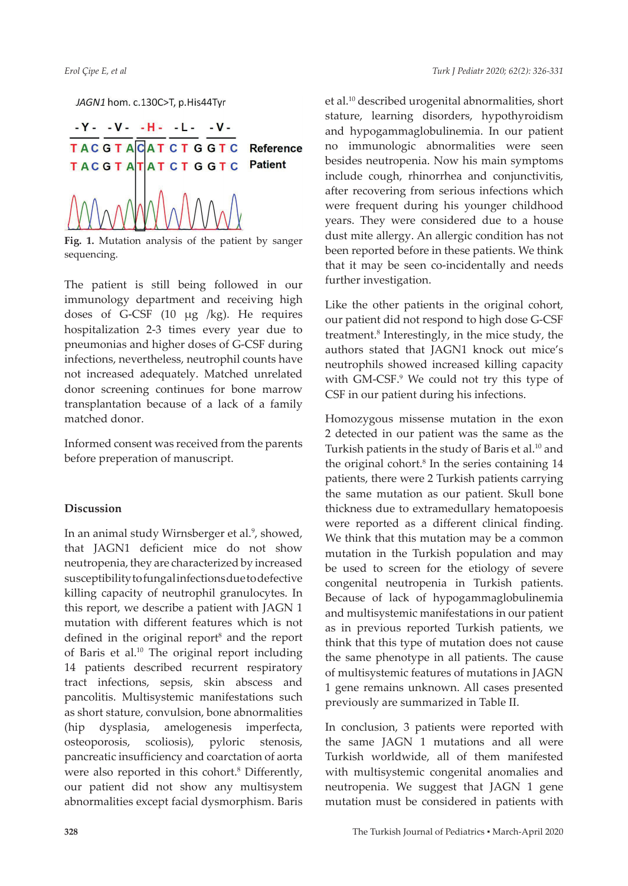*JAGN1* hom. c.130C>T, p.His44Tyr

**Fig. 1.** Mutation analysis of the patient by sanger sequencing.

The patient is still being followed in our immunology department and receiving high doses of G-CSF (10 µg /kg). He requires hospitalization 2-3 times every year due to pneumonias and higher doses of G-CSF during infections, nevertheless, neutrophil counts have not increased adequately. Matched unrelated donor screening continues for bone marrow transplantation because of a lack of a family matched donor.

Informed consent was received from the parents before preperation of manuscript.

## Discussion

In an animal study Wirnsberger et al.[9], showed, that JAGN1 deficient mice do not show neutropenia, they are characterized by increased susceptibility to fungal infections due to defective killing capacity of neutrophil granulocytes. In this report, we describe a patient with JAGN 1 mutation with different features which is not defined in the original report[8] and the report of Baris et al.[10] The original report including 14 patients described recurrent respiratory tract infections, sepsis, skin abscess and pancolitis. Multisystemic manifestations such as short stature, convulsion, bone abnormalities (hip dysplasia, amelogenesis imperfecta, osteoporosis, scoliosis), pyloric stenosis, pancreatic insufficiency and coarctation of aorta were also reported in this cohort.[8] Differently, our patient did not show any multisystem abnormalities except facial dysmorphism. Baris et al.[10] described urogenital abnormalities, short stature, learning disorders, hypothyroidism and hypogammaglobulinemia. In our patient no immunologic abnormalities were seen besides neutropenia. Now his main symptoms include cough, rhinorrhea and conjunctivitis, after recovering from serious infections which were frequent during his younger childhood years. They were considered due to a house dust mite allergy. An allergic condition has not been reported before in these patients. We think that it may be seen co-incidentally and needs further investigation.

Like the other patients in the original cohort, our patient did not respond to high dose G-CSF treatment.[8] Interestingly, in the mice study, the authors stated that JAGN1 knock out mice's neutrophils showed increased killing capacity with GM-CSF.[9] We could not try this type of CSF in our patient during his infections.

Homozygous missense mutation in the exon 2 detected in our patient was the same as the Turkish patients in the study of Baris et al.[10] and the original cohort.[8] In the series containing 14 patients, there were 2 Turkish patients carrying the same mutation as our patient. Skull bone thickness due to extramedullary hematopoesis were reported as a different clinical finding. We think that this mutation may be a common mutation in the Turkish population and may be used to screen for the etiology of severe congenital neutropenia in Turkish patients. Because of lack of hypogammaglobulinemia and multisystemic manifestations in our patient as in previous reported Turkish patients, we think that this type of mutation does not cause the same phenotype in all patients. The cause of multisystemic features of mutations in JAGN 1 gene remains unknown. All cases presented previously are summarized in Table II.

In conclusion, 3 patients were reported with the same JAGN 1 mutations and all were Turkish worldwide, all of them manifested with multisystemic congenital anomalies and neutropenia. We suggest that JAGN 1 gene mutation must be considered in patients with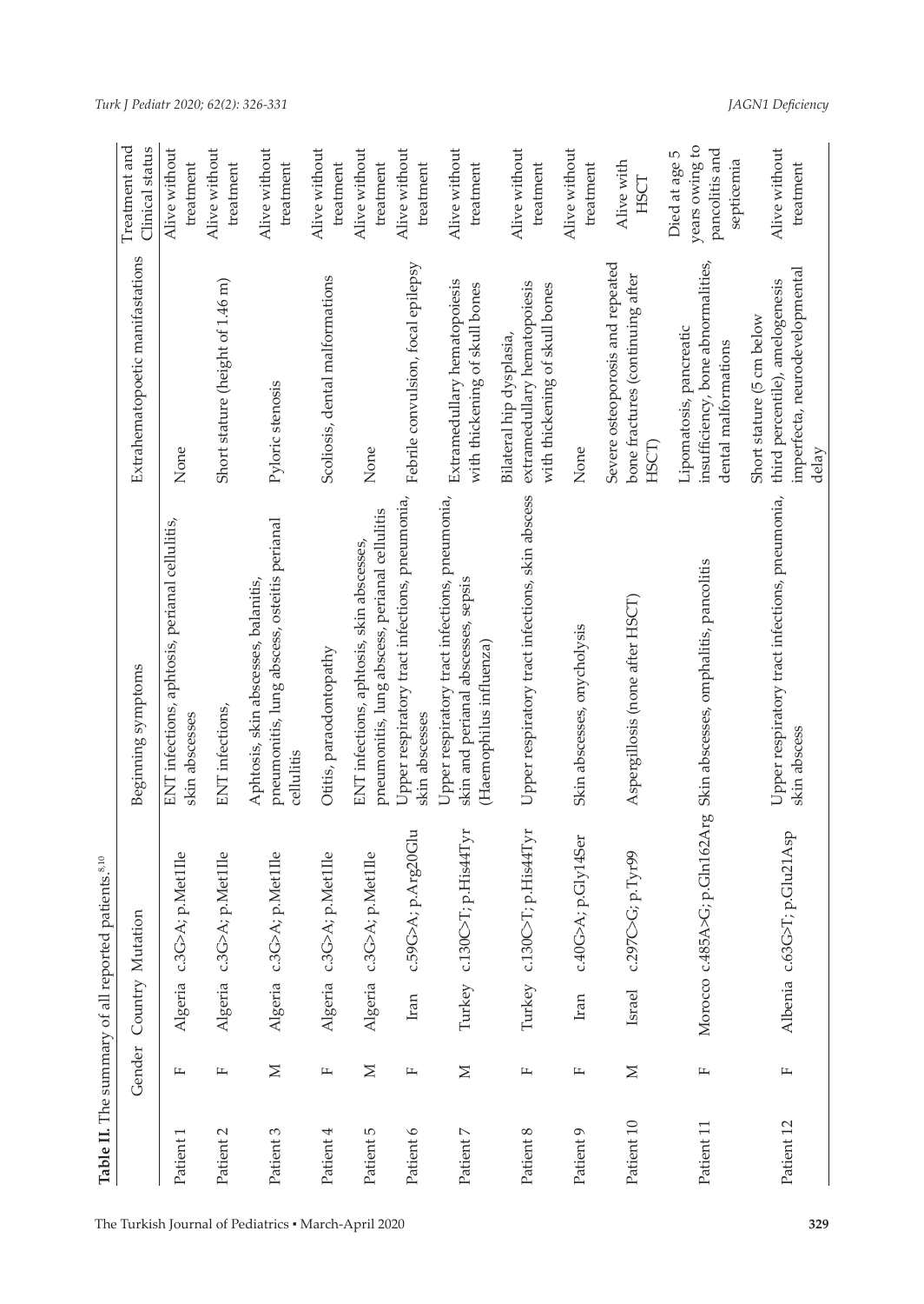**Table II.** The summary of all reported patients.[8,10]

| | Gender | Country | Mutation | Beginning symptoms | Extrahematopoetic manifastations | Treatment and Clinical status |
|---|---|---|---|---|---|---|
| Patient 1 | F | Algeria | c.3G>A; p.Met1Ile | ENT infections, aphtosis, perianal cellulitis, skin abscesses | None | Alive without treatment |
| Patient 2 | F | Algeria | c.3G>A; p.Met1Ile | ENT infections, | Short stature (height of 1.46 m) | Alive without treatment |
| Patient 3 | M | Algeria | c.3G>A; p.Met1Ile | Aphtosis, skin abscesses, balanitis, pneumonitis, lung abscess, osteitis perianal cellulitis | Pyloric stenosis | Alive without treatment |
| Patient 4 | F | Algeria | c.3G>A; p.Met1Ile | Otitis, paradontopathy | Scoliosis, dental malformations | Alive without treatment |
| Patient 5 | M | Algeria | c.3G>A; p.Met1Ile | ENT infections, aphtosis, skin abscesses, pneumonitis, lung abscess, perianal cellulitis | None | Alive without treatment |
| Patient 6 | F | Iran | c.59G>A; p.Arg20Glu | Upper respiratory tract infections, pneumonia, skin abscesses | Febrile convulsion, focal epilepsy | Alive without treatment |
| Patient 7 | M | Turkey | c.130C>T; p.His44Tyr | Upper respiratory tract infections, pneumonia, skin and perianal abscesses, sepsis (Haemophilus influenza) | Extramedullary hematopoiesis with thickening of skull bones | Alive without treatment |
| Patient 8 | F | Turkey | c.130C>T; p.His44Tyr | Upper respiratory tract infections, skin abscess | Bilateral hip dysplasia, extramedullary hematopoiesis with thickening of skull bones | Alive without treatment |
| Patient 9 | F | Iran | c.40G>A; p.Gly14Ser | Skin abscesses, onycholysis | None | Alive without treatment |
| Patient 10 | M | Israel | c.297C>G; p.Tyr99 | Aspergillosis (none after HSCT) | Severe osteoporosis and repeated bone fractures (continuing after HSCT) | Alive with HSCT |
| Patient 11 | F | Morocco | c.485A>G; p.Gln162Arg | Skin abscesses, omphalitis, pancolitis | Lipomatosis, pancreatic insufficiency, bone abnormalities, dental malformations | Died at age 5 years owing to pancolitis and septicemia |
| Patient 12 | F | Albenia | c.63G>T; p.Glu21Asp | Upper respiratory tract infections, pneumonia, skin abscess | Short stature (5 cm below third percentile), amelogenesis imperfecta, neurodevelopmental delay | Alive without treatment |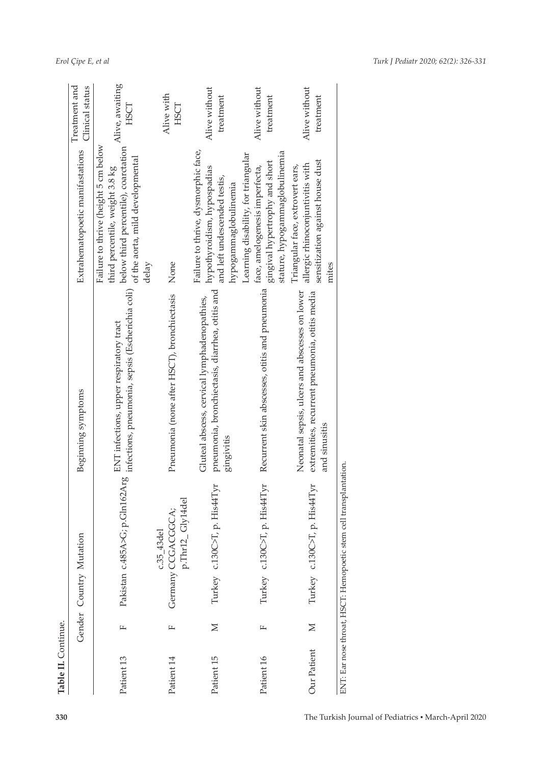**Table II.** Continue.

| | Gender | Country | Mutation | Beginning symptoms | Extrahematopoetic manifastations | Treatment and Clinical status |
|---|---|---|---|---|---|---|
| Patient 13 | F | Pakistan | c.485A>G; p.Gln162Arg | ENT infections, upper respiratory tract infections, pneumonia, sepsis (Escherichia coli) | Failure to thrive (height 5 cm below third percentile, weight 3.8 kg below third percentile), coarctation of the aorta, mild developmental delay | Alive, awaiting HSCT |
| Patient 14 | F | Germany | c.35_43del CCGACGGCA; p.Thr12_ Gly14del | Pneumonia (none after HSCT), bronchiectasis | None | Alive with HSCT |
| Patient 15 | M | Turkey | c.130C>T, p. His44Tyr | Gluteal abscess, cervical lymphadenopathies, pneumonia, bronchiectasis, diarrhea, otitis and gingivitis | Failure to thrive, dysmorphic face, hypothyroidism, hypospadias and left undescended testis, hypogammaglobulinemia | Alive without treatment |
| Patient 16 | F | Turkey | c.130C>T, p. His44Tyr | Recurrent skin abscesses, otitis and pneumonia | Learning disability, for triangular face, amelogenesis imperfecta, gingival hypertrophy and short stature, hypogammaglobulinemia | Alive without treatment |
| Our Patient | M | Turkey | c.130C>T, p. His44Tyr | Neonatal sepsis, ulcers and abscesses on lower extremities, recurrent pneumonia, otitis media and sinusitis | Triangular face, extrovert ears, allergic rhinoconjuntivitis with sensitization against house dust mites | Alive without treatment |

ENT: Ear nose throat, HSCT: Hemopoetic stem cell transplantation.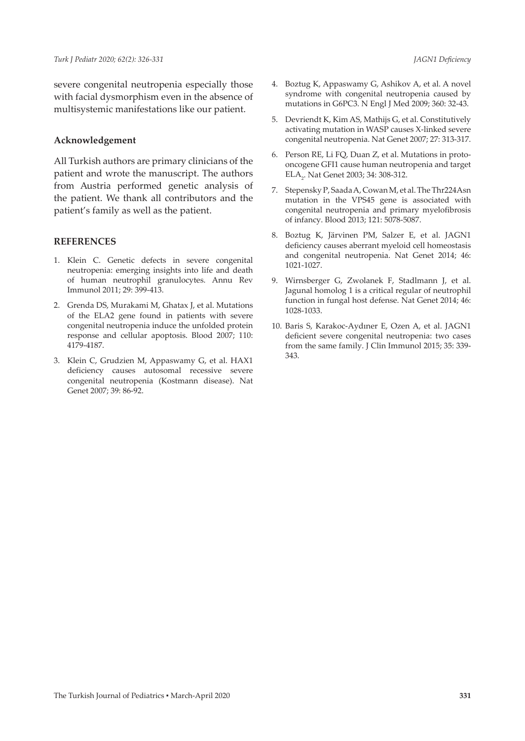severe congenital neutropenia especially those with facial dysmorphism even in the absence of multisystemic manifestations like our patient.

### Acknowledgement

All Turkish authors are primary clinicians of the patient and wrote the manuscript. The authors from Austria performed genetic analysis of the patient. We thank all contributors and the patient's family as well as the patient.

### REFERENCES

1. Klein C. Genetic defects in severe congenital neutropenia: emerging insights into life and death of human neutrophil granulocytes. Annu Rev Immunol 2011; 29: 399-413.
2. Grenda DS, Murakami M, Ghatax J, et al. Mutations of the ELA2 gene found in patients with severe congenital neutropenia induce the unfolded protein response and cellular apoptosis. Blood 2007; 110: 4179-4187.
3. Klein C, Grudzien M, Appaswamy G, et al. HAX1 deficiency causes autosomal recessive severe congenital neutropenia (Kostmann disease). Nat Genet 2007; 39: 86-92.
4. Boztug K, Appaswamy G, Ashikov A, et al. A novel syndrome with congenital neutropenia caused by mutations in G6PC3. N Engl J Med 2009; 360: 32-43.
5. Devriendt K, Kim AS, Mathijs G, et al. Constitutively activating mutation in WASP causes X-linked severe congenital neutropenia. Nat Genet 2007; 27: 313-317.
6. Person RE, Li FQ, Duan Z, et al. Mutations in proto-oncogene GFI1 cause human neutropenia and target $ELA_2$. Nat Genet 2003; 34: 308-312.
7. Stepensky P, Saada A, Cowan M, et al. The Thr224Asn mutation in the VPS45 gene is associated with congenital neutropenia and primary myelofibrosis of infancy. Blood 2013; 121: 5078-5087.
8. Boztug K, Järvinen PM, Salzer E, et al. JAGN1 deficiency causes aberrant myeloid cell homeostasis and congenital neutropenia. Nat Genet 2014; 46: 1021-1027.
9. Wirnsberger G, Zwolanek F, Stadlmann J, et al. Jagunal homolog 1 is a critical regular of neutrophil function in fungal host defense. Nat Genet 2014; 46: 1028-1033.
10. Baris S, Karakoc-Aydıner E, Ozen A, et al. JAGN1 deficient severe congenital neutropenia: two cases from the same family. J Clin Immunol 2015; 35: 339-343.